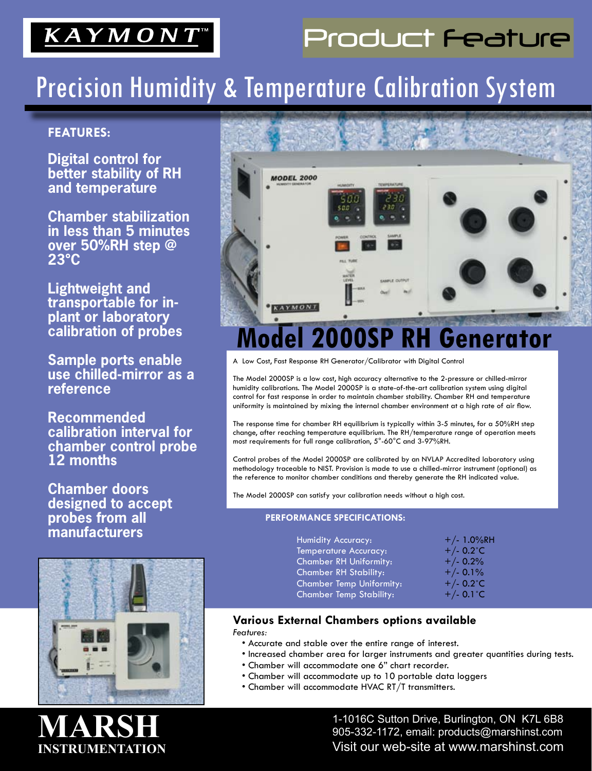KAYMONT™

Product Feature

# Precision Humidity & Temperature Calibration System

**FEATURES:**

**Digital control for better stability of RH and temperature**

**Chamber stabilization in less than 5 minutes over 50%RH step @ 23°C**

**Lightweight and transportable for in-plant or laboratory calibration of probes**

**Sample ports enable use chilled-mirror as a reference**

**Recommended calibration interval for chamber control probe 12 months**

**Chamber doors designed to accept probes from all manufacturers**

## Model 2000SP RH Generator

A Low Cost, Fast Response RH Generator/Calibrator with Digital Control

The Model 2000SP is a low cost, high accuracy alternative to the 2-pressure or chilled-mirror humidity calibrations. The Model 2000SP is a state-of-the-art calibration system using digital control for fast response in order to maintain chamber stability. Chamber RH and temperature uniformity is maintained by mixing the internal chamber environment at a high rate of air flow.

The response time for chamber RH equilibrium is typically within 3-5 minutes, for a 50%RH step change, after reaching temperature equilibrium. The RH/temperature range of operation meets most requirements for full range calibration, 5°-60°C and 3-97%RH.

Control probes of the Model 2000SP are calibrated by an NVLAP Accredited laboratory using methodology traceable to NIST. Provision is made to use a chilled-mirror instrument (optional) as the reference to monitor chamber conditions and thereby generate the RH indicated value.

The Model 2000SP can satisfy your calibration needs without a high cost.

**PERFORMANCE SPECIFICATIONS:**

| Specification | Value |
| --- | --- |
| Humidity Accuracy: | +/- 1.0%RH |
| Temperature Accuracy: | +/- 0.2°C |
| Chamber RH Uniformity: | +/- 0.2% |
| Chamber RH Stability: | +/- 0.1% |
| Chamber Temp Uniformity: | +/- 0.2°C |
| Chamber Temp Stability: | +/- 0.1°C |

### Various External Chambers options available

*Features:*

- Accurate and stable over the entire range of interest.
- Increased chamber area for larger instruments and greater quantities during tests.
- Chamber will accommodate one 6" chart recorder.
- Chamber will accommodate up to 10 portable data loggers
- Chamber will accommodate HVAC RT/T transmitters.

**MARSH INSTRUMENTATION**

1-1016C Sutton Drive, Burlington, ON K7L 6B8
905-332-1172, email: products@marshinst.com
Visit our web-site at www.marshinst.com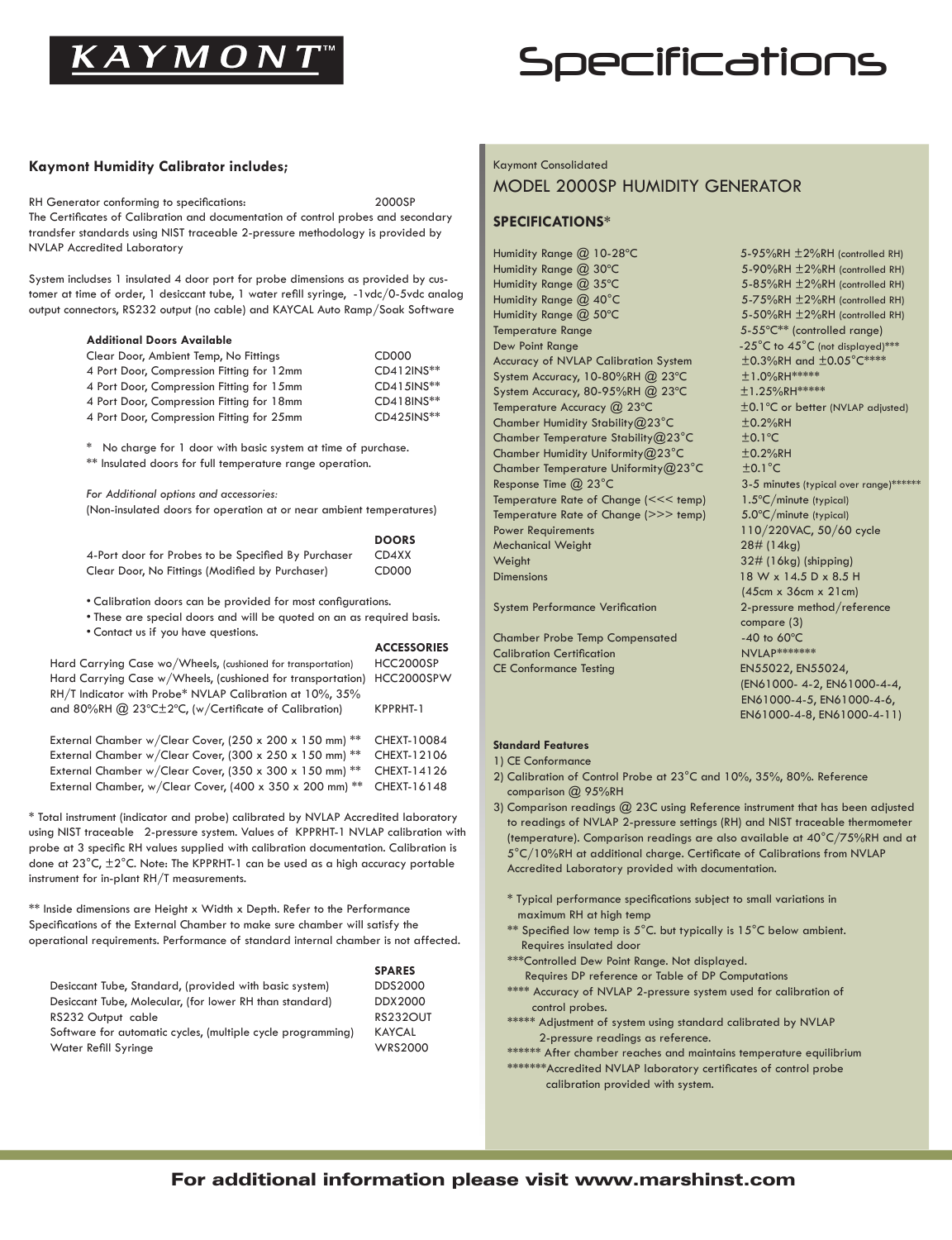# KAYMONT™

# Specifications

### Kaymont Humidity Calibrator includes;

RH Generator conforming to specifications: 2000SP

The Certificates of Calibration and documentation of control probes and secondary trandsfer standards using NIST traceable 2-pressure methodology is provided by NVLAP Accredited Laboratory

System includses 1 insulated 4 door port for probe dimensions as provided by customer at time of order, 1 desiccant tube, 1 water refill syringe, -1vdc/0-5vdc analog output connectors, RS232 output (no cable) and KAYCAL Auto Ramp/Soak Software

| **Additional Doors Available** | |
|---|---|
| Clear Door, Ambient Temp, No Fittings | CD000 |
| 4 Port Door, Compression Fitting for 12mm | CD412INS** |
| 4 Port Door, Compression Fitting for 15mm | CD415INS** |
| 4 Port Door, Compression Fitting for 18mm | CD418INS** |
| 4 Port Door, Compression Fitting for 25mm | CD425INS** |

\* No charge for 1 door with basic system at time of purchase.
** Insulated doors for full temperature range operation.

*For Additional options and accessories:*
(Non-insulated doors for operation at or near ambient temperatures)

| | **DOORS** |
|---|---|
| 4-Port door for Probes to be Specified By Purchaser | CD4XX |
| Clear Door, No Fittings (Modified by Purchaser) | CD000 |

- Calibration doors can be provided for most configurations.
- These are special doors and will be quoted on an as required basis.
- Contact us if you have questions.

| | **ACCESSORIES** |
|---|---|
| Hard Carrying Case wo/Wheels, (cushioned for transportation) | HCC2000SP |
| Hard Carrying Case w/Wheels, (cushioned for transportation) | HCC2000SPW |
| RH/T Indicator with Probe* NVLAP Calibration at 10%, 35% and 80%RH @ 23°C±2°C, (w/Certificate of Calibration) | KPPRHT-1 |
| External Chamber w/Clear Cover, (250 x 200 x 150 mm) ** | CHEXT-10084 |
| External Chamber w/Clear Cover, (300 x 250 x 150 mm) ** | CHEXT-12106 |
| External Chamber w/Clear Cover, (350 x 300 x 150 mm) ** | CHEXT-14126 |
| External Chamber, w/Clear Cover, (400 x 350 x 200 mm) ** | CHEXT-16148 |

\* Total instrument (indicator and probe) calibrated by NVLAP Accredited laboratory using NIST traceable 2-pressure system. Values of KPPRHT-1 NVLAP calibration with probe at 3 specific RH values supplied with calibration documentation. Calibration is done at 23°C, ±2°C. Note: The KPPRHT-1 can be used as a high accuracy portable instrument for in-plant RH/T measurements.

** Inside dimensions are Height x Width x Depth. Refer to the Performance Specifications of the External Chamber to make sure chamber will satisfy the operational requirements. Performance of standard internal chamber is not affected.

| | **SPARES** |
|---|---|
| Desiccant Tube, Standard, (provided with basic system) | DDS2000 |
| Desiccant Tube, Molecular, (for lower RH than standard) | DDX2000 |
| RS232 Output cable | RS232OUT |
| Software for automatic cycles, (multiple cycle programming) | KAYCAL |
| Water Refill Syringe | WRS2000 |

Kaymont Consolidated

## MODEL 2000SP HUMIDITY GENERATOR

### SPECIFICATIONS*

| | |
|---|---|
| Humidity Range @ 10-28°C | 5-95%RH ±2%RH (controlled RH) |
| Humidity Range @ 30°C | 5-90%RH ±2%RH (controlled RH) |
| Humidity Range @ 35°C | 5-85%RH ±2%RH (controlled RH) |
| Humidity Range @ 40°C | 5-75%RH ±2%RH (controlled RH) |
| Humidity Range @ 50°C | 5-50%RH ±2%RH (controlled RH) |
| Temperature Range | 5-55°C** (controlled range) |
| Dew Point Range | -25°C to 45°C (not displayed)*** |
| Accuracy of NVLAP Calibration System | ±0.3%RH and ±0.05°C**** |
| System Accuracy, 10-80%RH @ 23°C | ±1.0%RH***** |
| System Accuracy, 80-95%RH @ 23°C | ±1.25%RH***** |
| Temperature Accuracy @ 23°C | ±0.1°C or better (NVLAP adjusted) |
| Chamber Humidity Stability@23°C | ±0.2%RH |
| Chamber Temperature Stability@23°C | ±0.1°C |
| Chamber Humidity Uniformity@23°C | ±0.2%RH |
| Chamber Temperature Uniformity@23°C | ±0.1°C |
| Response Time @ 23°C | 3-5 minutes (typical over range)****** |
| Temperature Rate of Change (<<< temp) | 1.5°C/minute (typical) |
| Temperature Rate of Change (>>> temp) | 5.0°C/minute (typical) |
| Power Requirements | 110/220VAC, 50/60 cycle |
| Mechanical Weight | 28# (14kg) |
| Weight | 32# (16kg) (shipping) |
| Dimensions | 18 W x 14.5 D x 8.5 H (45cm x 36cm x 21cm) |
| System Performance Verification | 2-pressure method/reference compare (3) |
| Chamber Probe Temp Compensated | -40 to 60°C |
| Calibration Certification | NVLAP******* |
| CE Conformance Testing | EN55022, EN55024, (EN61000- 4-2, EN61000-4-4, EN61000-4-5, EN61000-4-6, EN61000-4-8, EN61000-4-11) |

#### Standard Features

1) CE Conformance
2) Calibration of Control Probe at 23°C and 10%, 35%, 80%. Reference comparison @ 95%RH
3) Comparison readings @ 23C using Reference instrument that has been adjusted to readings of NVLAP 2-pressure settings (RH) and NIST traceable thermometer (temperature). Comparison readings are also available at 40°C/75%RH and at 5°C/10%RH at additional charge. Certificate of Calibrations from NVLAP Accredited Laboratory provided with documentation.

\* Typical performance specifications subject to small variations in maximum RH at high temp
** Specified low temp is 5°C. but typically is 15°C below ambient. Requires insulated door
***Controlled Dew Point Range. Not displayed. Requires DP reference or Table of DP Computations
**** Accuracy of NVLAP 2-pressure system used for calibration of control probes.
***** Adjustment of system using standard calibrated by NVLAP 2-pressure readings as reference.
****** After chamber reaches and maintains temperature equilibrium
*******Accredited NVLAP laboratory certificates of control probe calibration provided with system.

**For additional information please visit www.marshinst.com**